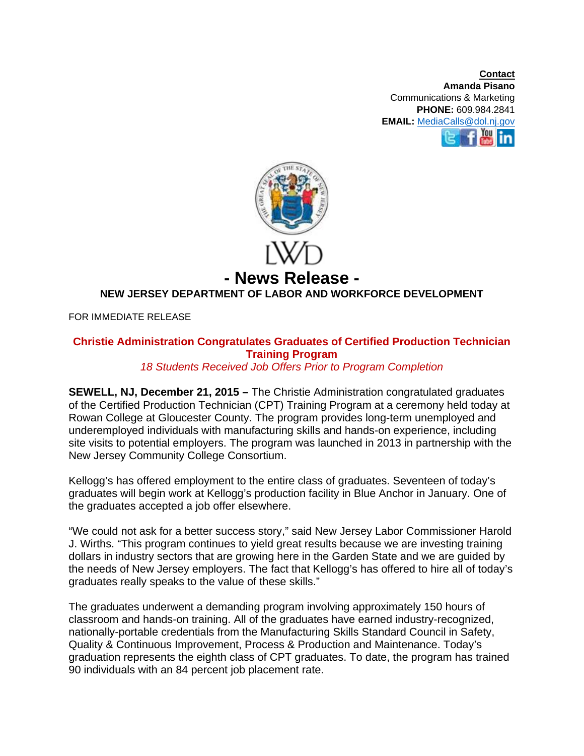**Contact**
**Amanda Pisano**
Communications & Marketing
**PHONE:** 609.984.2841
**EMAIL:** MediaCalls@dol.nj.gov

LWD

# - News Release -

**NEW JERSEY DEPARTMENT OF LABOR AND WORKFORCE DEVELOPMENT**

FOR IMMEDIATE RELEASE

## Christie Administration Congratulates Graduates of Certified Production Technician Training Program

*18 Students Received Job Offers Prior to Program Completion*

**SEWELL, NJ, December 21, 2015 –** The Christie Administration congratulated graduates of the Certified Production Technician (CPT) Training Program at a ceremony held today at Rowan College at Gloucester County. The program provides long-term unemployed and underemployed individuals with manufacturing skills and hands-on experience, including site visits to potential employers. The program was launched in 2013 in partnership with the New Jersey Community College Consortium.

Kellogg's has offered employment to the entire class of graduates. Seventeen of today's graduates will begin work at Kellogg's production facility in Blue Anchor in January. One of the graduates accepted a job offer elsewhere.

"We could not ask for a better success story," said New Jersey Labor Commissioner Harold J. Wirths. "This program continues to yield great results because we are investing training dollars in industry sectors that are growing here in the Garden State and we are guided by the needs of New Jersey employers. The fact that Kellogg's has offered to hire all of today's graduates really speaks to the value of these skills."

The graduates underwent a demanding program involving approximately 150 hours of classroom and hands-on training. All of the graduates have earned industry-recognized, nationally-portable credentials from the Manufacturing Skills Standard Council in Safety, Quality & Continuous Improvement, Process & Production and Maintenance. Today's graduation represents the eighth class of CPT graduates. To date, the program has trained 90 individuals with an 84 percent job placement rate.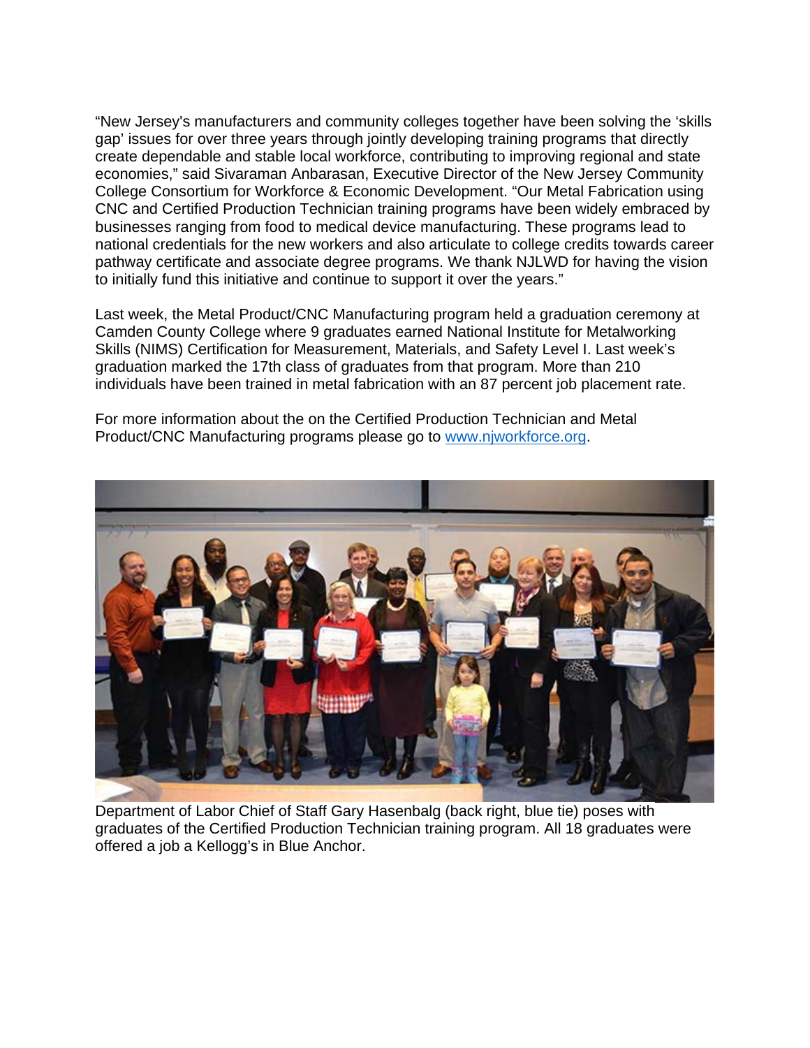"New Jersey's manufacturers and community colleges together have been solving the 'skills gap' issues for over three years through jointly developing training programs that directly create dependable and stable local workforce, contributing to improving regional and state economies," said Sivaraman Anbarasan, Executive Director of the New Jersey Community College Consortium for Workforce & Economic Development. "Our Metal Fabrication using CNC and Certified Production Technician training programs have been widely embraced by businesses ranging from food to medical device manufacturing. These programs lead to national credentials for the new workers and also articulate to college credits towards career pathway certificate and associate degree programs. We thank NJLWD for having the vision to initially fund this initiative and continue to support it over the years."

Last week, the Metal Product/CNC Manufacturing program held a graduation ceremony at Camden County College where 9 graduates earned National Institute for Metalworking Skills (NIMS) Certification for Measurement, Materials, and Safety Level I. Last week's graduation marked the 17th class of graduates from that program. More than 210 individuals have been trained in metal fabrication with an 87 percent job placement rate.

For more information about the on the Certified Production Technician and Metal Product/CNC Manufacturing programs please go to [www.njworkforce.org](www.njworkforce.org).

Department of Labor Chief of Staff Gary Hasenbalg (back right, blue tie) poses with graduates of the Certified Production Technician training program. All 18 graduates were offered a job a Kellogg's in Blue Anchor.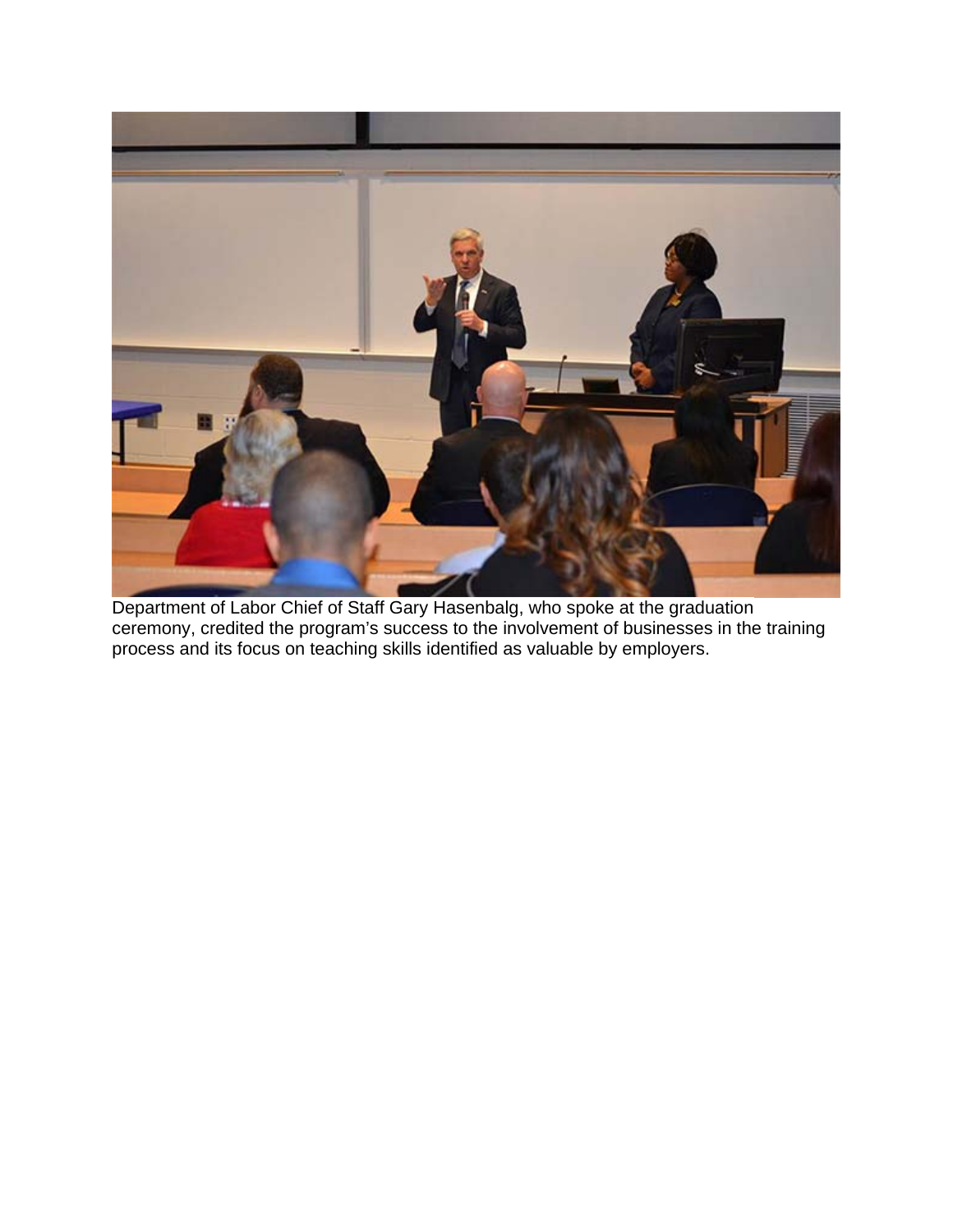Department of Labor Chief of Staff Gary Hasenbalg, who spoke at the graduation ceremony, credited the program's success to the involvement of businesses in the training process and its focus on teaching skills identified as valuable by employers.